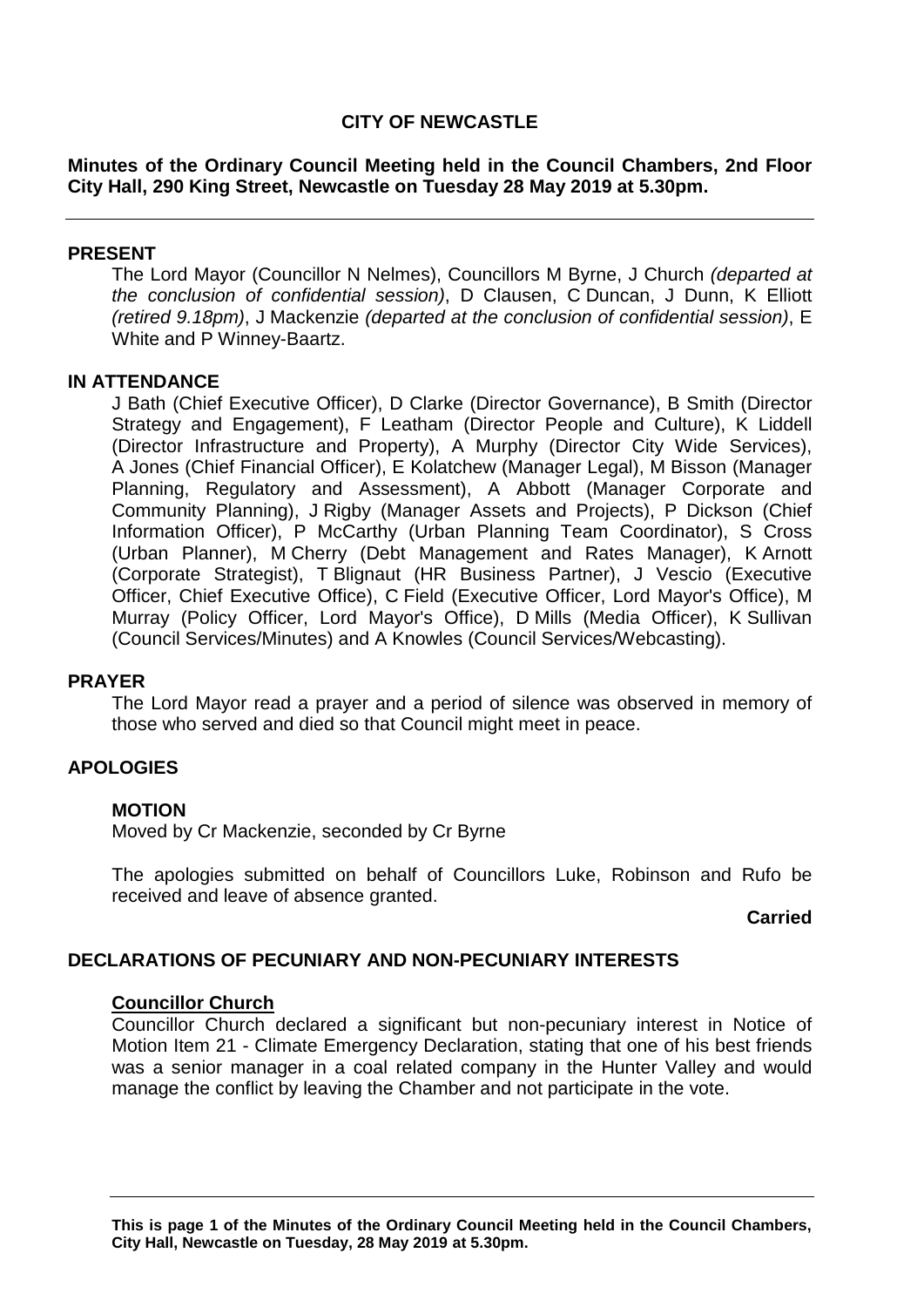# CITY OF NEWCASTLE

**Minutes of the Ordinary Council Meeting held in the Council Chambers, 2nd Floor City Hall, 290 King Street, Newcastle on Tuesday 28 May 2019 at 5.30pm.**

---

## PRESENT

The Lord Mayor (Councillor N Nelmes), Councillors M Byrne, J Church *(departed at the conclusion of confidential session)*, D Clausen, C Duncan, J Dunn, K Elliott *(retired 9.18pm)*, J Mackenzie *(departed at the conclusion of confidential session)*, E White and P Winney-Baartz.

## IN ATTENDANCE

J Bath (Chief Executive Officer), D Clarke (Director Governance), B Smith (Director Strategy and Engagement), F Leatham (Director People and Culture), K Liddell (Director Infrastructure and Property), A Murphy (Director City Wide Services), A Jones (Chief Financial Officer), E Kolatchew (Manager Legal), M Bisson (Manager Planning, Regulatory and Assessment), A Abbott (Manager Corporate and Community Planning), J Rigby (Manager Assets and Projects), P Dickson (Chief Information Officer), P McCarthy (Urban Planning Team Coordinator), S Cross (Urban Planner), M Cherry (Debt Management and Rates Manager), K Arnott (Corporate Strategist), T Blignaut (HR Business Partner), J Vescio (Executive Officer, Chief Executive Office), C Field (Executive Officer, Lord Mayor's Office), M Murray (Policy Officer, Lord Mayor's Office), D Mills (Media Officer), K Sullivan (Council Services/Minutes) and A Knowles (Council Services/Webcasting).

## PRAYER

The Lord Mayor read a prayer and a period of silence was observed in memory of those who served and died so that Council might meet in peace.

## APOLOGIES

### MOTION

Moved by Cr Mackenzie, seconded by Cr Byrne

The apologies submitted on behalf of Councillors Luke, Robinson and Rufo be received and leave of absence granted.

**Carried**

## DECLARATIONS OF PECUNIARY AND NON-PECUNIARY INTERESTS

**Councillor Church**

Councillor Church declared a significant but non-pecuniary interest in Notice of Motion Item 21 - Climate Emergency Declaration, stating that one of his best friends was a senior manager in a coal related company in the Hunter Valley and would manage the conflict by leaving the Chamber and not participate in the vote.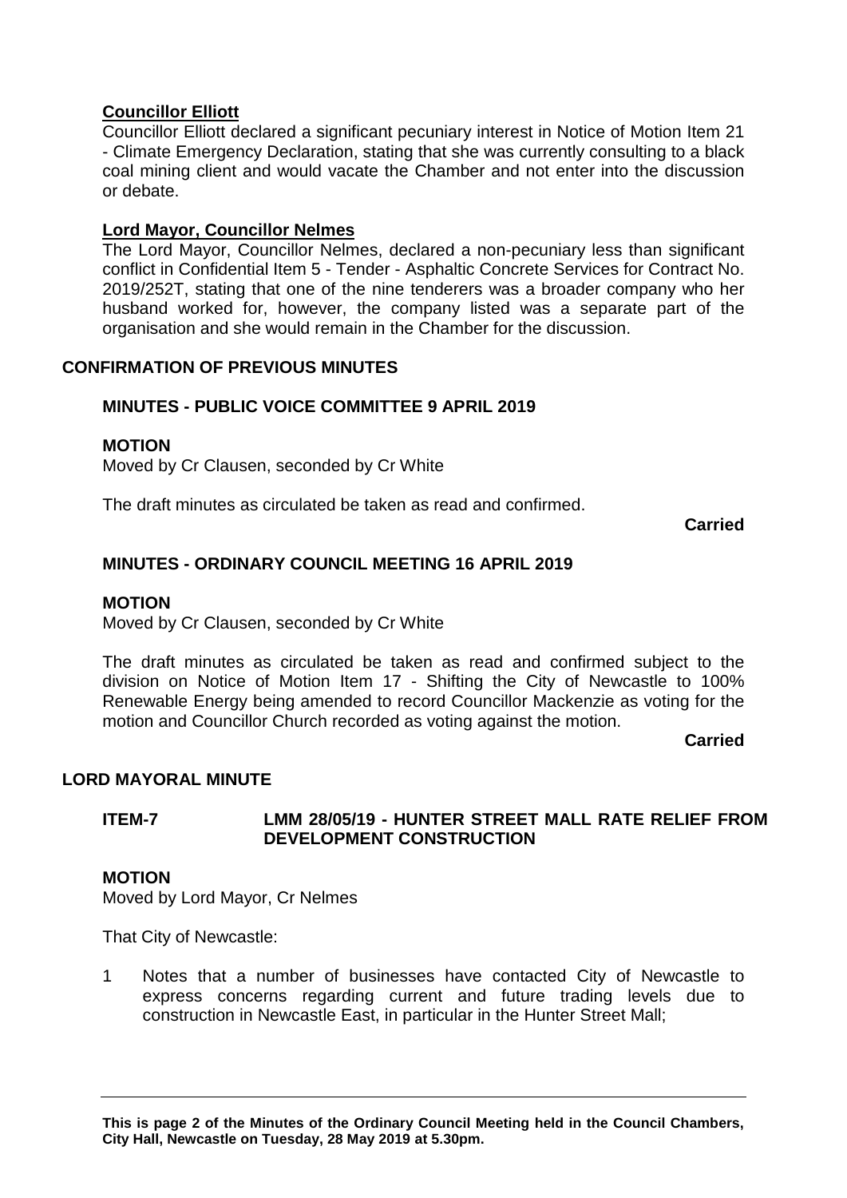**Councillor Elliott**

Councillor Elliott declared a significant pecuniary interest in Notice of Motion Item 21 - Climate Emergency Declaration, stating that she was currently consulting to a black coal mining client and would vacate the Chamber and not enter into the discussion or debate.

**Lord Mayor, Councillor Nelmes**

The Lord Mayor, Councillor Nelmes, declared a non-pecuniary less than significant conflict in Confidential Item 5 - Tender - Asphaltic Concrete Services for Contract No. 2019/252T, stating that one of the nine tenderers was a broader company who her husband worked for, however, the company listed was a separate part of the organisation and she would remain in the Chamber for the discussion.

## CONFIRMATION OF PREVIOUS MINUTES

### MINUTES - PUBLIC VOICE COMMITTEE 9 APRIL 2019

**MOTION**

Moved by Cr Clausen, seconded by Cr White

The draft minutes as circulated be taken as read and confirmed.

**Carried**

### MINUTES - ORDINARY COUNCIL MEETING 16 APRIL 2019

**MOTION**

Moved by Cr Clausen, seconded by Cr White

The draft minutes as circulated be taken as read and confirmed subject to the division on Notice of Motion Item 17 - Shifting the City of Newcastle to 100% Renewable Energy being amended to record Councillor Mackenzie as voting for the motion and Councillor Church recorded as voting against the motion.

**Carried**

## LORD MAYORAL MINUTE

### ITEM-7 LMM 28/05/19 - HUNTER STREET MALL RATE RELIEF FROM DEVELOPMENT CONSTRUCTION

**MOTION**

Moved by Lord Mayor, Cr Nelmes

That City of Newcastle:

1 Notes that a number of businesses have contacted City of Newcastle to express concerns regarding current and future trading levels due to construction in Newcastle East, in particular in the Hunter Street Mall;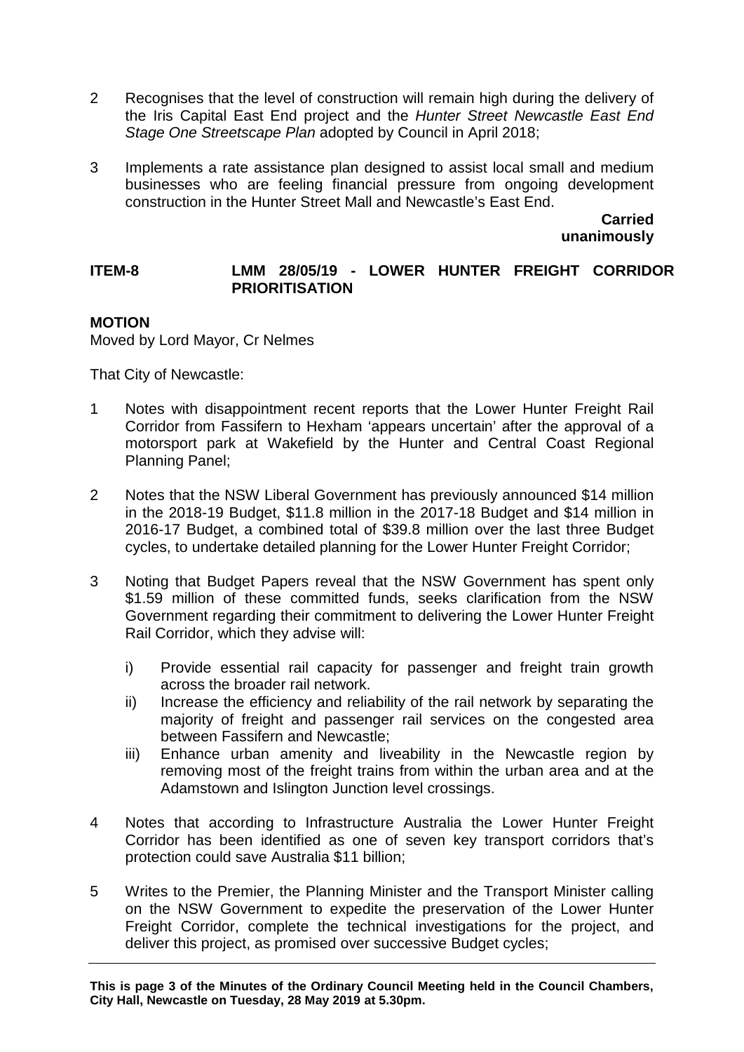2 Recognises that the level of construction will remain high during the delivery of the Iris Capital East End project and the *Hunter Street Newcastle East End Stage One Streetscape Plan* adopted by Council in April 2018;

3 Implements a rate assistance plan designed to assist local small and medium businesses who are feeling financial pressure from ongoing development construction in the Hunter Street Mall and Newcastle's East End.

**Carried unanimously**

## ITEM-8 LMM 28/05/19 - LOWER HUNTER FREIGHT CORRIDOR PRIORITISATION

**MOTION**

Moved by Lord Mayor, Cr Nelmes

That City of Newcastle:

1 Notes with disappointment recent reports that the Lower Hunter Freight Rail Corridor from Fassifern to Hexham 'appears uncertain' after the approval of a motorsport park at Wakefield by the Hunter and Central Coast Regional Planning Panel;

2 Notes that the NSW Liberal Government has previously announced $14 million in the 2018-19 Budget, $11.8 million in the 2017-18 Budget and $14 million in 2016-17 Budget, a combined total of $39.8 million over the last three Budget cycles, to undertake detailed planning for the Lower Hunter Freight Corridor;

3 Noting that Budget Papers reveal that the NSW Government has spent only $1.59 million of these committed funds, seeks clarification from the NSW Government regarding their commitment to delivering the Lower Hunter Freight Rail Corridor, which they advise will:

   i) Provide essential rail capacity for passenger and freight train growth across the broader rail network.
   
   ii) Increase the efficiency and reliability of the rail network by separating the majority of freight and passenger rail services on the congested area between Fassifern and Newcastle;
   
   iii) Enhance urban amenity and liveability in the Newcastle region by removing most of the freight trains from within the urban area and at the Adamstown and Islington Junction level crossings.

4 Notes that according to Infrastructure Australia the Lower Hunter Freight Corridor has been identified as one of seven key transport corridors that's protection could save Australia $11 billion;

5 Writes to the Premier, the Planning Minister and the Transport Minister calling on the NSW Government to expedite the preservation of the Lower Hunter Freight Corridor, complete the technical investigations for the project, and deliver this project, as promised over successive Budget cycles;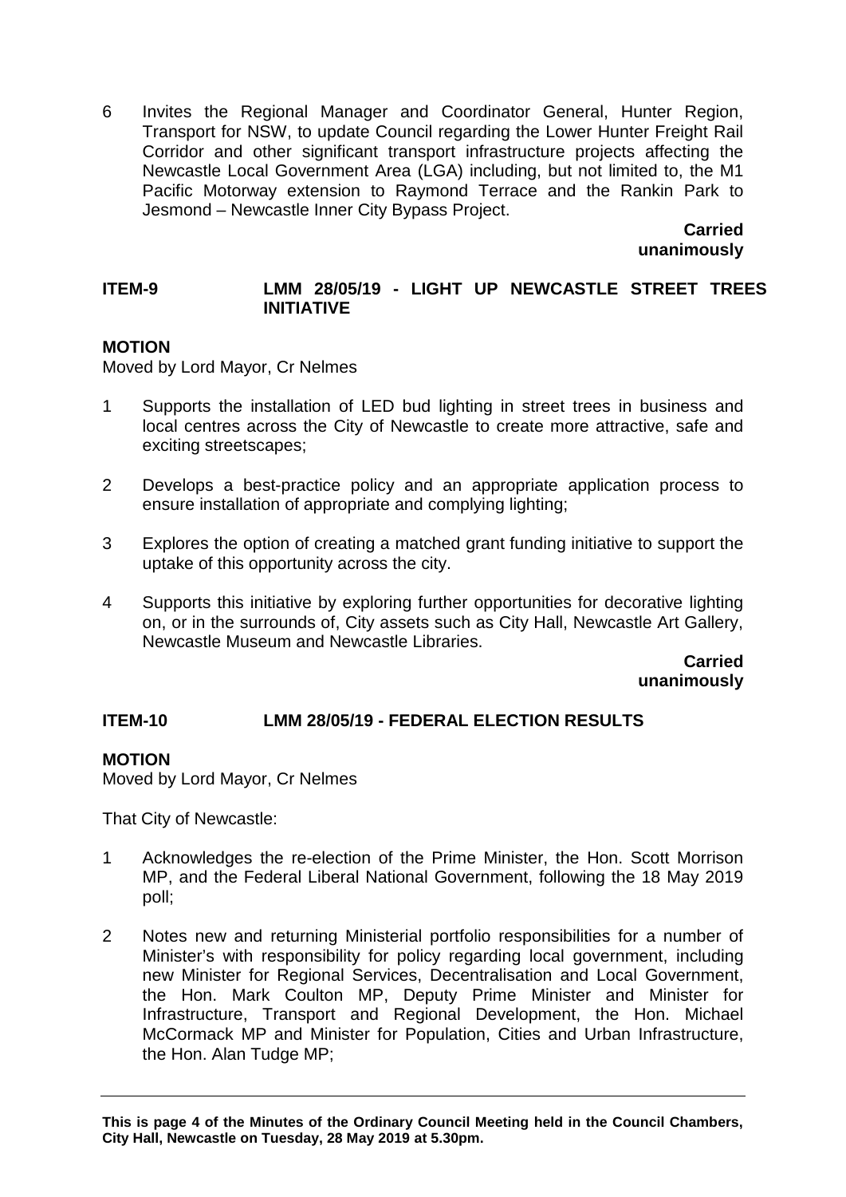6 Invites the Regional Manager and Coordinator General, Hunter Region, Transport for NSW, to update Council regarding the Lower Hunter Freight Rail Corridor and other significant transport infrastructure projects affecting the Newcastle Local Government Area (LGA) including, but not limited to, the M1 Pacific Motorway extension to Raymond Terrace and the Rankin Park to Jesmond – Newcastle Inner City Bypass Project.

**Carried unanimously**

## ITEM-9 LMM 28/05/19 - LIGHT UP NEWCASTLE STREET TREES INITIATIVE

### MOTION

Moved by Lord Mayor, Cr Nelmes

1 Supports the installation of LED bud lighting in street trees in business and local centres across the City of Newcastle to create more attractive, safe and exciting streetscapes;

2 Develops a best-practice policy and an appropriate application process to ensure installation of appropriate and complying lighting;

3 Explores the option of creating a matched grant funding initiative to support the uptake of this opportunity across the city.

4 Supports this initiative by exploring further opportunities for decorative lighting on, or in the surrounds of, City assets such as City Hall, Newcastle Art Gallery, Newcastle Museum and Newcastle Libraries.

**Carried unanimously**

## ITEM-10 LMM 28/05/19 - FEDERAL ELECTION RESULTS

### MOTION

Moved by Lord Mayor, Cr Nelmes

That City of Newcastle:

1 Acknowledges the re-election of the Prime Minister, the Hon. Scott Morrison MP, and the Federal Liberal National Government, following the 18 May 2019 poll;

2 Notes new and returning Ministerial portfolio responsibilities for a number of Minister's with responsibility for policy regarding local government, including new Minister for Regional Services, Decentralisation and Local Government, the Hon. Mark Coulton MP, Deputy Prime Minister and Minister for Infrastructure, Transport and Regional Development, the Hon. Michael McCormack MP and Minister for Population, Cities and Urban Infrastructure, the Hon. Alan Tudge MP;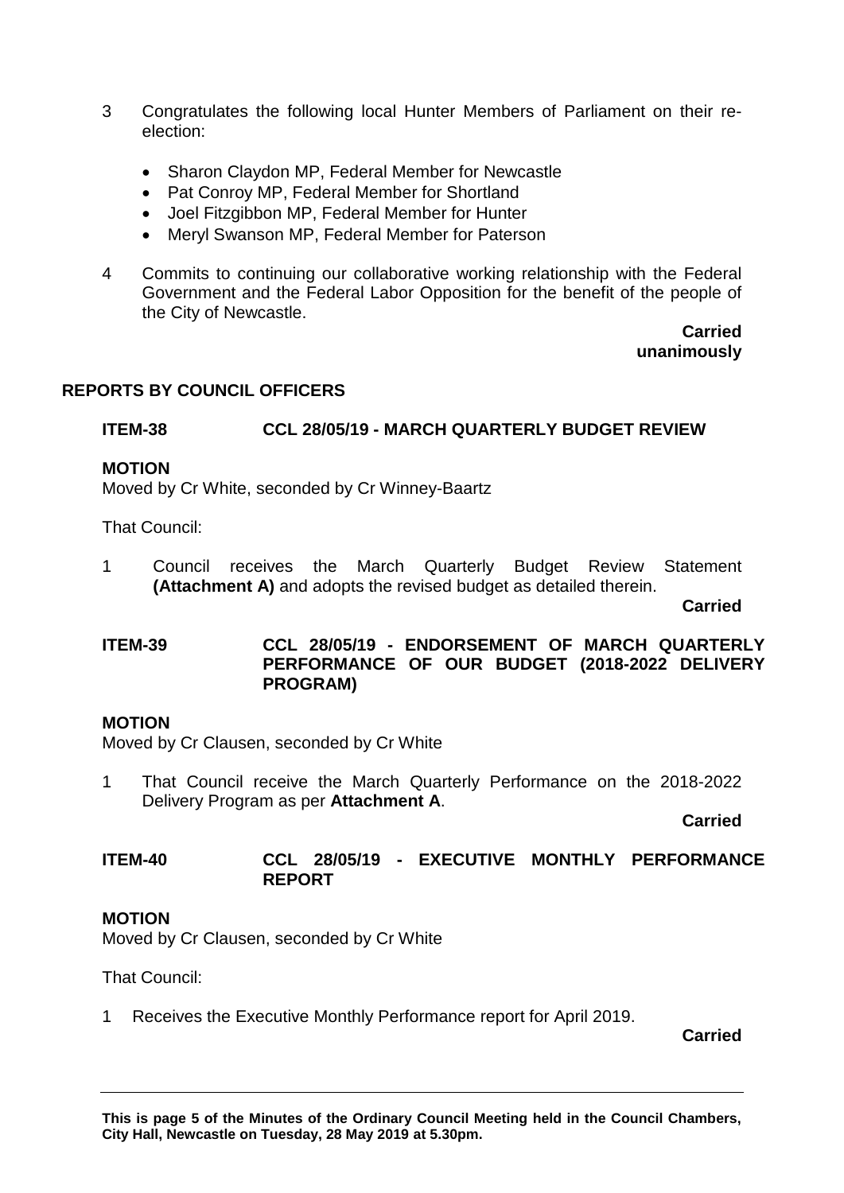3 Congratulates the following local Hunter Members of Parliament on their re-election:

- Sharon Claydon MP, Federal Member for Newcastle
- Pat Conroy MP, Federal Member for Shortland
- Joel Fitzgibbon MP, Federal Member for Hunter
- Meryl Swanson MP, Federal Member for Paterson

4 Commits to continuing our collaborative working relationship with the Federal Government and the Federal Labor Opposition for the benefit of the people of the City of Newcastle.

**Carried unanimously**

## REPORTS BY COUNCIL OFFICERS

### ITEM-38 CCL 28/05/19 - MARCH QUARTERLY BUDGET REVIEW

**MOTION**

Moved by Cr White, seconded by Cr Winney-Baartz

That Council:

1 Council receives the March Quarterly Budget Review Statement **(Attachment A)** and adopts the revised budget as detailed therein.

**Carried**

### ITEM-39 CCL 28/05/19 - ENDORSEMENT OF MARCH QUARTERLY PERFORMANCE OF OUR BUDGET (2018-2022 DELIVERY PROGRAM)

**MOTION**

Moved by Cr Clausen, seconded by Cr White

1 That Council receive the March Quarterly Performance on the 2018-2022 Delivery Program as per **Attachment A**.

**Carried**

### ITEM-40 CCL 28/05/19 - EXECUTIVE MONTHLY PERFORMANCE REPORT

**MOTION**

Moved by Cr Clausen, seconded by Cr White

That Council:

1 Receives the Executive Monthly Performance report for April 2019.

**Carried**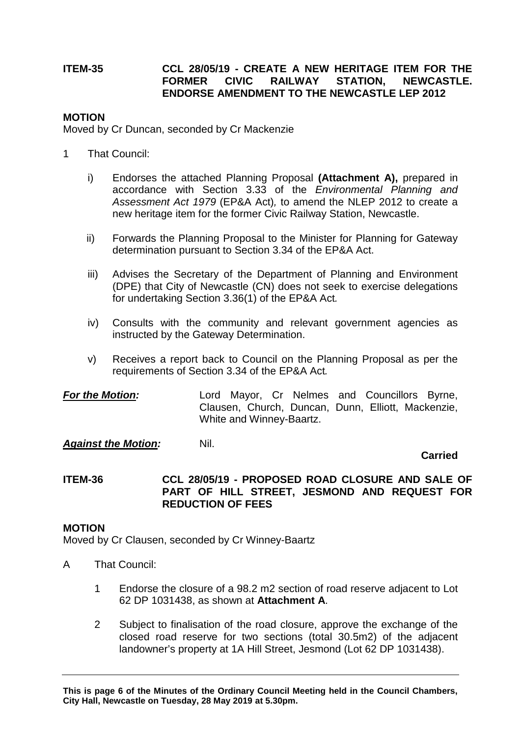**ITEM-35 CCL 28/05/19 - CREATE A NEW HERITAGE ITEM FOR THE FORMER CIVIC RAILWAY STATION, NEWCASTLE. ENDORSE AMENDMENT TO THE NEWCASTLE LEP 2012**

**MOTION**

Moved by Cr Duncan, seconded by Cr Mackenzie

1 That Council:

   i) Endorses the attached Planning Proposal **(Attachment A),** prepared in accordance with Section 3.33 of the *Environmental Planning and Assessment Act 1979* (EP&A Act)*,* to amend the NLEP 2012 to create a new heritage item for the former Civic Railway Station, Newcastle.

   ii) Forwards the Planning Proposal to the Minister for Planning for Gateway determination pursuant to Section 3.34 of the EP&A Act.

   iii) Advises the Secretary of the Department of Planning and Environment (DPE) that City of Newcastle (CN) does not seek to exercise delegations for undertaking Section 3.36(1) of the EP&A Act*.*

   iv) Consults with the community and relevant government agencies as instructed by the Gateway Determination.

   v) Receives a report back to Council on the Planning Proposal as per the requirements of Section 3.34 of the EP&A Act*.*

***For the Motion:*** Lord Mayor, Cr Nelmes and Councillors Byrne, Clausen, Church, Duncan, Dunn, Elliott, Mackenzie, White and Winney-Baartz.

***Against the Motion:*** Nil.

**Carried**

**ITEM-36 CCL 28/05/19 - PROPOSED ROAD CLOSURE AND SALE OF PART OF HILL STREET, JESMOND AND REQUEST FOR REDUCTION OF FEES**

**MOTION**

Moved by Cr Clausen, seconded by Cr Winney-Baartz

A That Council:

   1 Endorse the closure of a 98.2 m2 section of road reserve adjacent to Lot 62 DP 1031438, as shown at **Attachment A**.

   2 Subject to finalisation of the road closure, approve the exchange of the closed road reserve for two sections (total 30.5m2) of the adjacent landowner's property at 1A Hill Street, Jesmond (Lot 62 DP 1031438).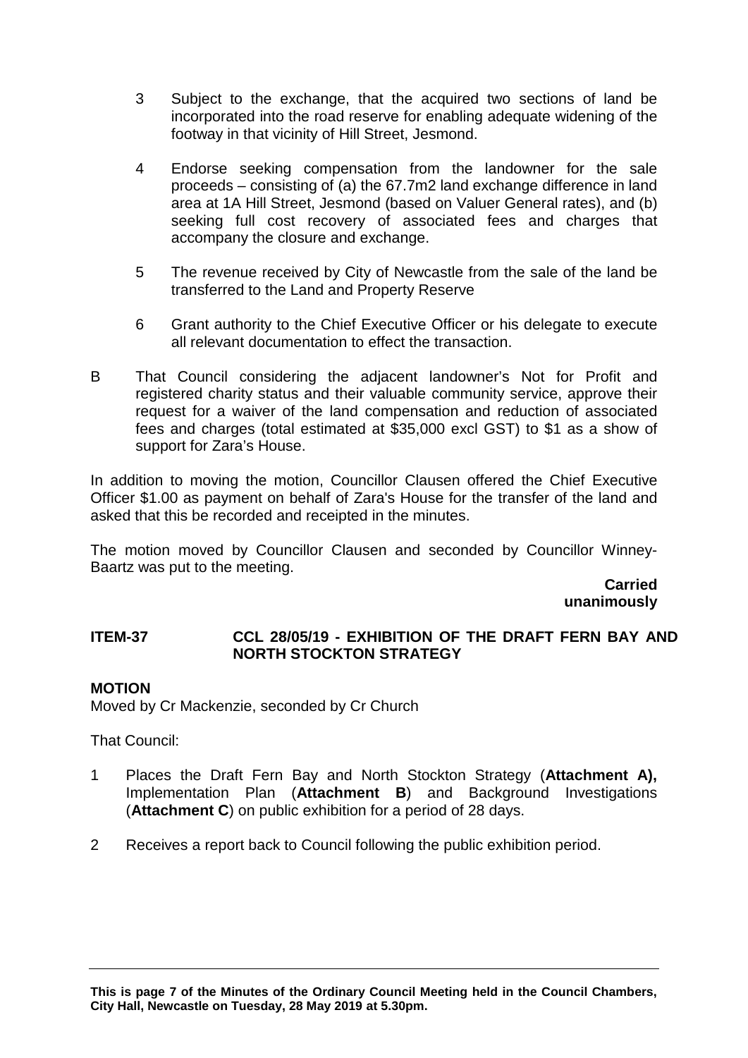3 Subject to the exchange, that the acquired two sections of land be incorporated into the road reserve for enabling adequate widening of the footway in that vicinity of Hill Street, Jesmond.

4 Endorse seeking compensation from the landowner for the sale proceeds – consisting of (a) the 67.7m2 land exchange difference in land area at 1A Hill Street, Jesmond (based on Valuer General rates), and (b) seeking full cost recovery of associated fees and charges that accompany the closure and exchange.

5 The revenue received by City of Newcastle from the sale of the land be transferred to the Land and Property Reserve

6 Grant authority to the Chief Executive Officer or his delegate to execute all relevant documentation to effect the transaction.

B That Council considering the adjacent landowner's Not for Profit and registered charity status and their valuable community service, approve their request for a waiver of the land compensation and reduction of associated fees and charges (total estimated at $35,000 excl GST) to $1 as a show of support for Zara's House.

In addition to moving the motion, Councillor Clausen offered the Chief Executive Officer $1.00 as payment on behalf of Zara's House for the transfer of the land and asked that this be recorded and receipted in the minutes.

The motion moved by Councillor Clausen and seconded by Councillor Winney-Baartz was put to the meeting.

**Carried unanimously**

## ITEM-37 CCL 28/05/19 - EXHIBITION OF THE DRAFT FERN BAY AND NORTH STOCKTON STRATEGY

**MOTION**

Moved by Cr Mackenzie, seconded by Cr Church

That Council:

1 Places the Draft Fern Bay and North Stockton Strategy (**Attachment A),** Implementation Plan (**Attachment B**) and Background Investigations (**Attachment C**) on public exhibition for a period of 28 days.

2 Receives a report back to Council following the public exhibition period.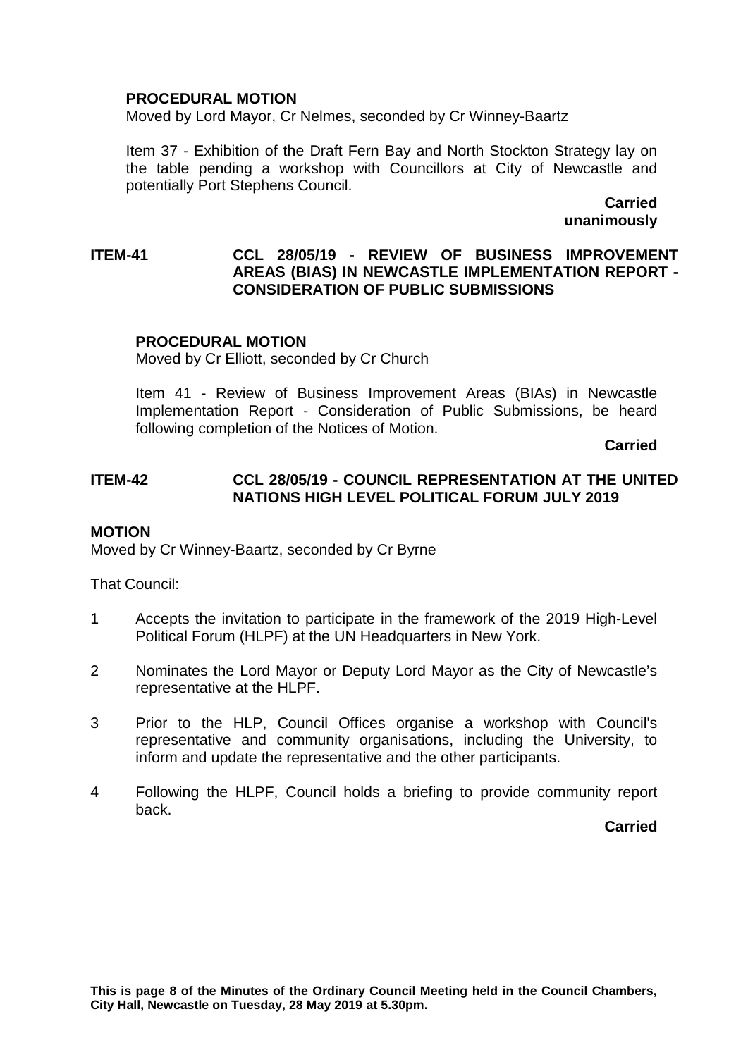**PROCEDURAL MOTION**
Moved by Lord Mayor, Cr Nelmes, seconded by Cr Winney-Baartz

Item 37 - Exhibition of the Draft Fern Bay and North Stockton Strategy lay on the table pending a workshop with Councillors at City of Newcastle and potentially Port Stephens Council.

**Carried unanimously**

## ITEM-41 CCL 28/05/19 - REVIEW OF BUSINESS IMPROVEMENT AREAS (BIAS) IN NEWCASTLE IMPLEMENTATION REPORT - CONSIDERATION OF PUBLIC SUBMISSIONS

**PROCEDURAL MOTION**
Moved by Cr Elliott, seconded by Cr Church

Item 41 - Review of Business Improvement Areas (BIAs) in Newcastle Implementation Report - Consideration of Public Submissions, be heard following completion of the Notices of Motion.

**Carried**

## ITEM-42 CCL 28/05/19 - COUNCIL REPRESENTATION AT THE UNITED NATIONS HIGH LEVEL POLITICAL FORUM JULY 2019

**MOTION**
Moved by Cr Winney-Baartz, seconded by Cr Byrne

That Council:

1. Accepts the invitation to participate in the framework of the 2019 High-Level Political Forum (HLPF) at the UN Headquarters in New York.
2. Nominates the Lord Mayor or Deputy Lord Mayor as the City of Newcastle's representative at the HLPF.
3. Prior to the HLP, Council Offices organise a workshop with Council's representative and community organisations, including the University, to inform and update the representative and the other participants.
4. Following the HLPF, Council holds a briefing to provide community report back.

**Carried**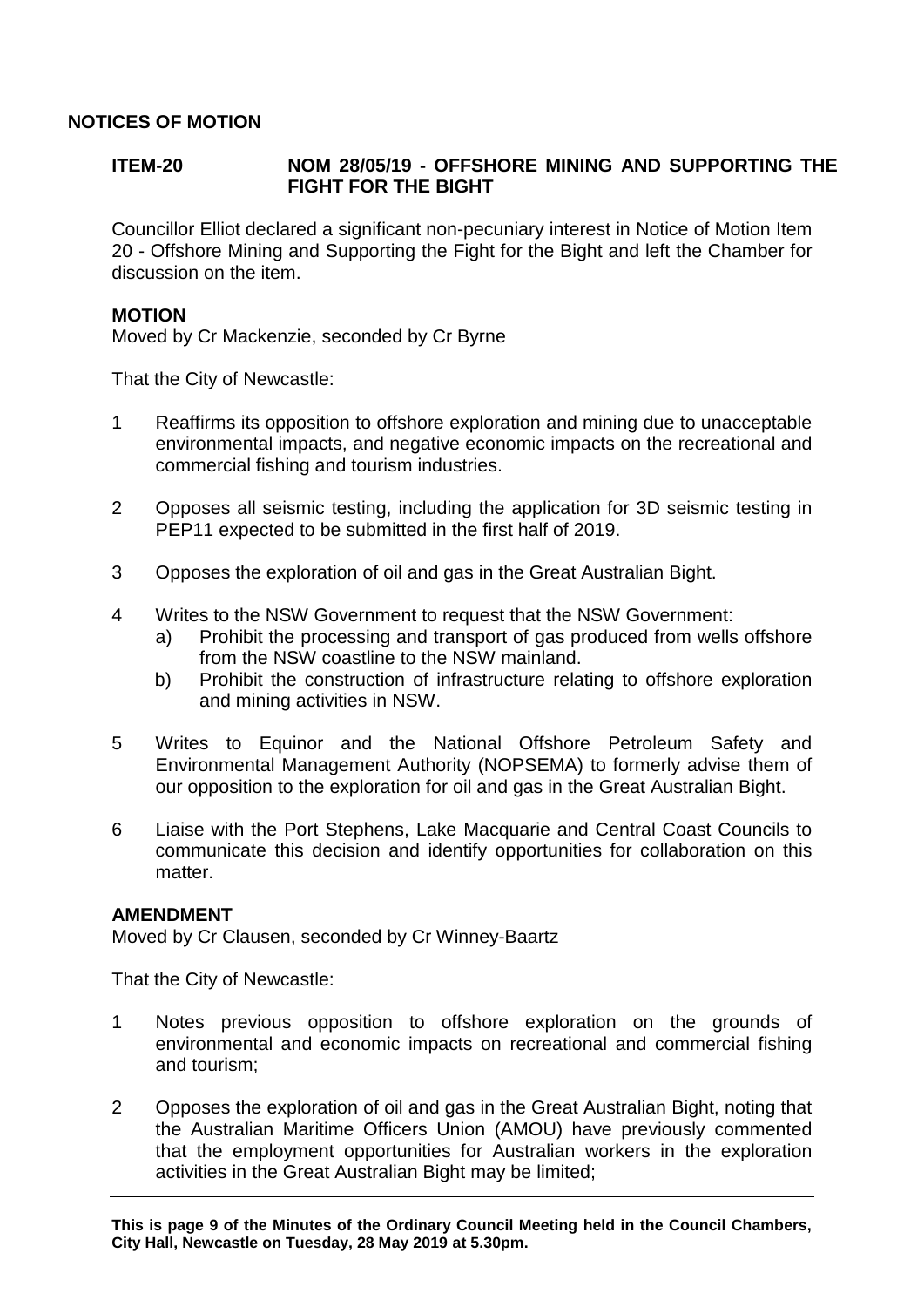## NOTICES OF MOTION

### ITEM-20 NOM 28/05/19 - OFFSHORE MINING AND SUPPORTING THE FIGHT FOR THE BIGHT

Councillor Elliot declared a significant non-pecuniary interest in Notice of Motion Item 20 - Offshore Mining and Supporting the Fight for the Bight and left the Chamber for discussion on the item.

**MOTION**
Moved by Cr Mackenzie, seconded by Cr Byrne

That the City of Newcastle:

1 Reaffirms its opposition to offshore exploration and mining due to unacceptable environmental impacts, and negative economic impacts on the recreational and commercial fishing and tourism industries.

2 Opposes all seismic testing, including the application for 3D seismic testing in PEP11 expected to be submitted in the first half of 2019.

3 Opposes the exploration of oil and gas in the Great Australian Bight.

4 Writes to the NSW Government to request that the NSW Government:
   a) Prohibit the processing and transport of gas produced from wells offshore from the NSW coastline to the NSW mainland.
   b) Prohibit the construction of infrastructure relating to offshore exploration and mining activities in NSW.

5 Writes to Equinor and the National Offshore Petroleum Safety and Environmental Management Authority (NOPSEMA) to formerly advise them of our opposition to the exploration for oil and gas in the Great Australian Bight.

6 Liaise with the Port Stephens, Lake Macquarie and Central Coast Councils to communicate this decision and identify opportunities for collaboration on this matter.

**AMENDMENT**
Moved by Cr Clausen, seconded by Cr Winney-Baartz

That the City of Newcastle:

1 Notes previous opposition to offshore exploration on the grounds of environmental and economic impacts on recreational and commercial fishing and tourism;

2 Opposes the exploration of oil and gas in the Great Australian Bight, noting that the Australian Maritime Officers Union (AMOU) have previously commented that the employment opportunities for Australian workers in the exploration activities in the Great Australian Bight may be limited;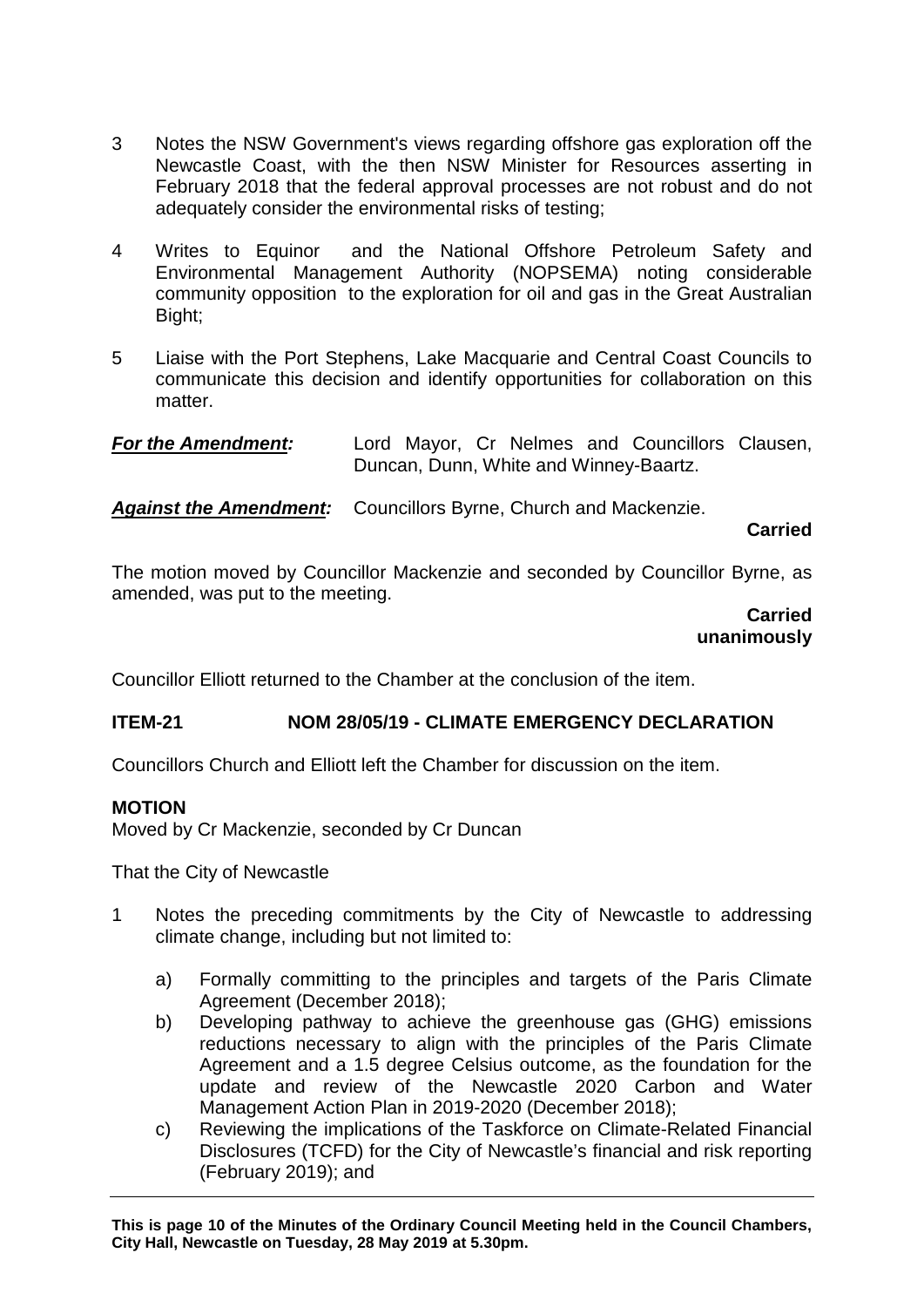3 Notes the NSW Government's views regarding offshore gas exploration off the Newcastle Coast, with the then NSW Minister for Resources asserting in February 2018 that the federal approval processes are not robust and do not adequately consider the environmental risks of testing;

4 Writes to Equinor and the National Offshore Petroleum Safety and Environmental Management Authority (NOPSEMA) noting considerable community opposition to the exploration for oil and gas in the Great Australian Bight;

5 Liaise with the Port Stephens, Lake Macquarie and Central Coast Councils to communicate this decision and identify opportunities for collaboration on this matter.

***For the Amendment:*** Lord Mayor, Cr Nelmes and Councillors Clausen, Duncan, Dunn, White and Winney-Baartz.

***Against the Amendment:*** Councillors Byrne, Church and Mackenzie.

**Carried**

The motion moved by Councillor Mackenzie and seconded by Councillor Byrne, as amended, was put to the meeting.

**Carried unanimously**

Councillor Elliott returned to the Chamber at the conclusion of the item.

## ITEM-21 NOM 28/05/19 - CLIMATE EMERGENCY DECLARATION

Councillors Church and Elliott left the Chamber for discussion on the item.

**MOTION**
Moved by Cr Mackenzie, seconded by Cr Duncan

That the City of Newcastle

1 Notes the preceding commitments by the City of Newcastle to addressing climate change, including but not limited to:

   a) Formally committing to the principles and targets of the Paris Climate Agreement (December 2018);
   b) Developing pathway to achieve the greenhouse gas (GHG) emissions reductions necessary to align with the principles of the Paris Climate Agreement and a 1.5 degree Celsius outcome, as the foundation for the update and review of the Newcastle 2020 Carbon and Water Management Action Plan in 2019-2020 (December 2018);
   c) Reviewing the implications of the Taskforce on Climate-Related Financial Disclosures (TCFD) for the City of Newcastle's financial and risk reporting (February 2019); and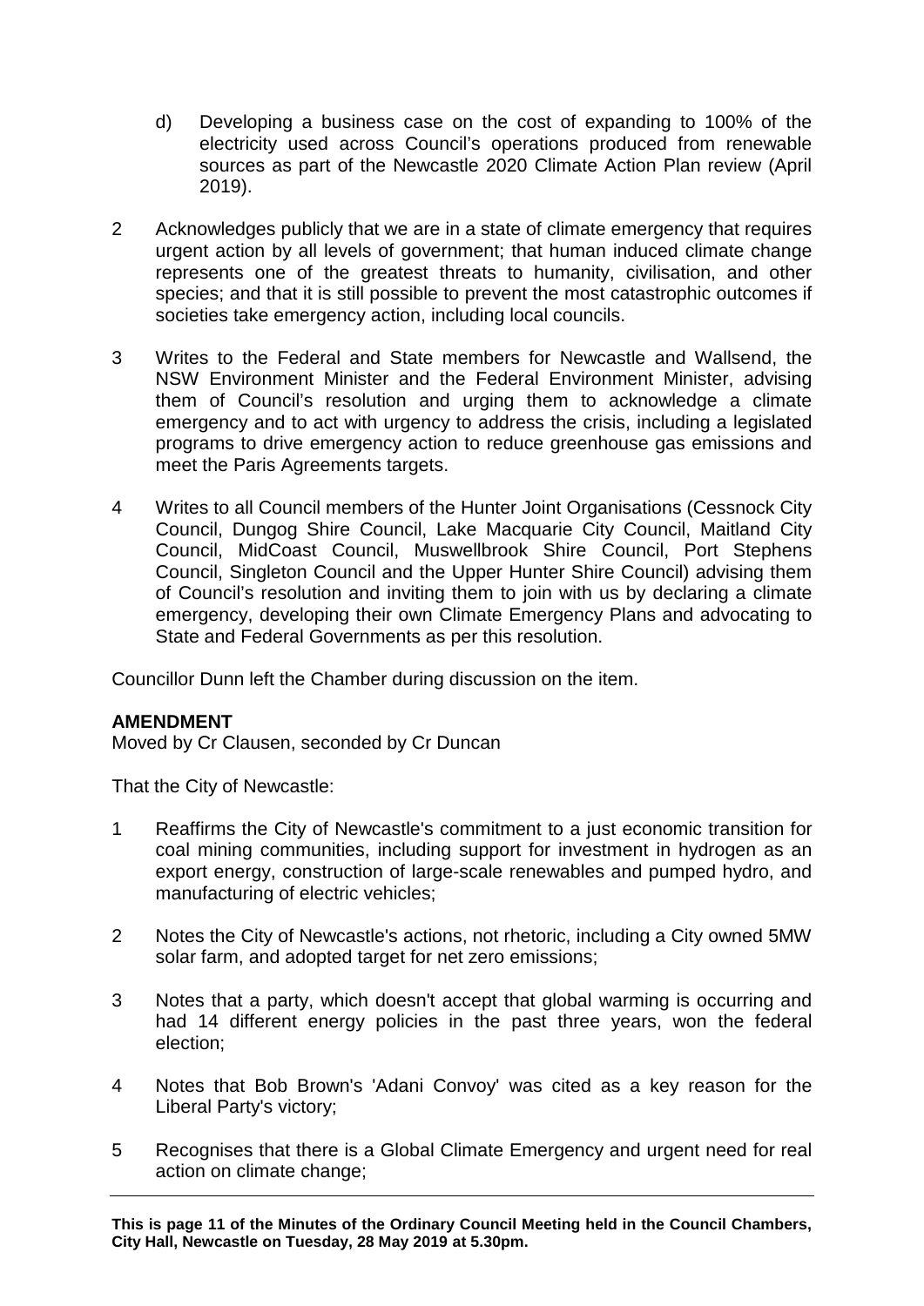d) Developing a business case on the cost of expanding to 100% of the electricity used across Council's operations produced from renewable sources as part of the Newcastle 2020 Climate Action Plan review (April 2019).

2 Acknowledges publicly that we are in a state of climate emergency that requires urgent action by all levels of government; that human induced climate change represents one of the greatest threats to humanity, civilisation, and other species; and that it is still possible to prevent the most catastrophic outcomes if societies take emergency action, including local councils.

3 Writes to the Federal and State members for Newcastle and Wallsend, the NSW Environment Minister and the Federal Environment Minister, advising them of Council's resolution and urging them to acknowledge a climate emergency and to act with urgency to address the crisis, including a legislated programs to drive emergency action to reduce greenhouse gas emissions and meet the Paris Agreements targets.

4 Writes to all Council members of the Hunter Joint Organisations (Cessnock City Council, Dungog Shire Council, Lake Macquarie City Council, Maitland City Council, MidCoast Council, Muswellbrook Shire Council, Port Stephens Council, Singleton Council and the Upper Hunter Shire Council) advising them of Council's resolution and inviting them to join with us by declaring a climate emergency, developing their own Climate Emergency Plans and advocating to State and Federal Governments as per this resolution.

Councillor Dunn left the Chamber during discussion on the item.

**AMENDMENT**
Moved by Cr Clausen, seconded by Cr Duncan

That the City of Newcastle:

1 Reaffirms the City of Newcastle's commitment to a just economic transition for coal mining communities, including support for investment in hydrogen as an export energy, construction of large-scale renewables and pumped hydro, and manufacturing of electric vehicles;

2 Notes the City of Newcastle's actions, not rhetoric, including a City owned 5MW solar farm, and adopted target for net zero emissions;

3 Notes that a party, which doesn't accept that global warming is occurring and had 14 different energy policies in the past three years, won the federal election;

4 Notes that Bob Brown's 'Adani Convoy' was cited as a key reason for the Liberal Party's victory;

5 Recognises that there is a Global Climate Emergency and urgent need for real action on climate change;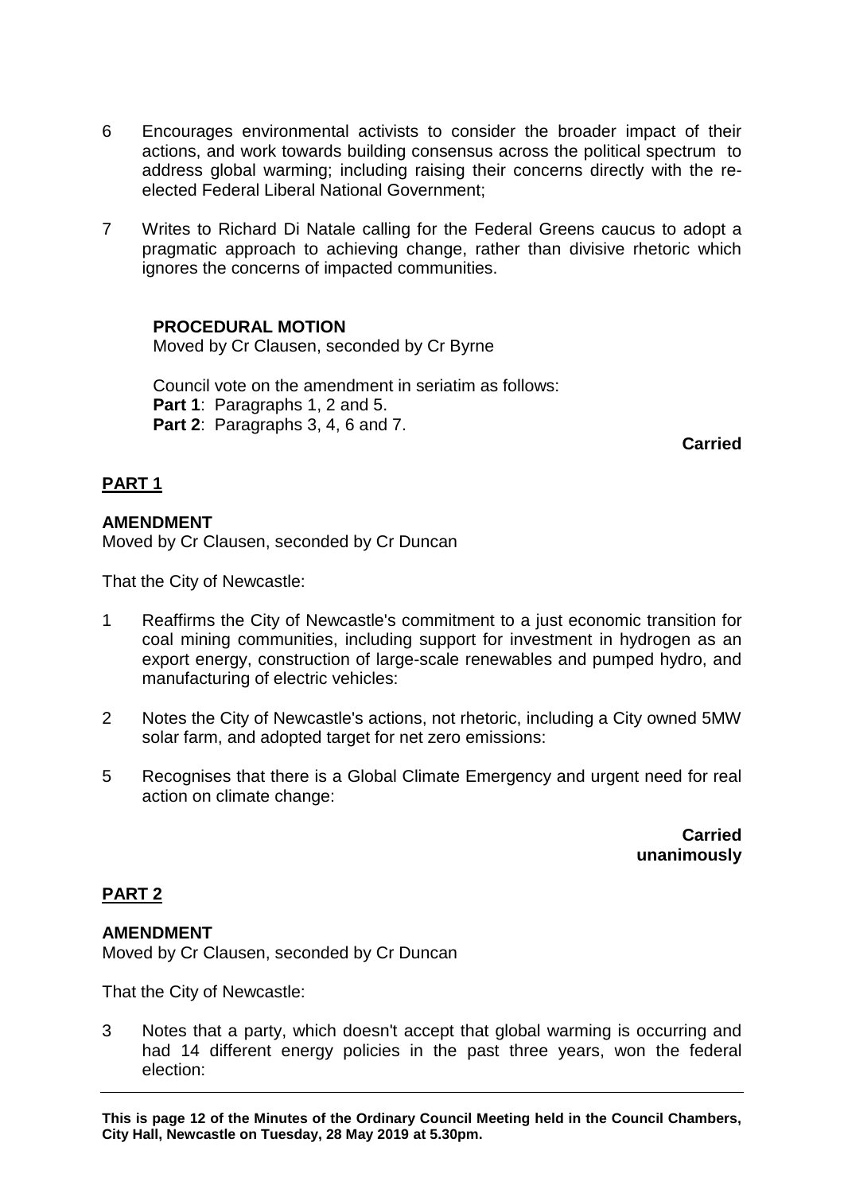6 Encourages environmental activists to consider the broader impact of their actions, and work towards building consensus across the political spectrum to address global warming; including raising their concerns directly with the re-elected Federal Liberal National Government;

7 Writes to Richard Di Natale calling for the Federal Greens caucus to adopt a pragmatic approach to achieving change, rather than divisive rhetoric which ignores the concerns of impacted communities.

**PROCEDURAL MOTION**
Moved by Cr Clausen, seconded by Cr Byrne

Council vote on the amendment in seriatim as follows:
**Part 1**: Paragraphs 1, 2 and 5.
**Part 2**: Paragraphs 3, 4, 6 and 7.

**Carried**

## PART 1

**AMENDMENT**
Moved by Cr Clausen, seconded by Cr Duncan

That the City of Newcastle:

1 Reaffirms the City of Newcastle's commitment to a just economic transition for coal mining communities, including support for investment in hydrogen as an export energy, construction of large-scale renewables and pumped hydro, and manufacturing of electric vehicles:

2 Notes the City of Newcastle's actions, not rhetoric, including a City owned 5MW solar farm, and adopted target for net zero emissions:

5 Recognises that there is a Global Climate Emergency and urgent need for real action on climate change:

**Carried unanimously**

## PART 2

**AMENDMENT**
Moved by Cr Clausen, seconded by Cr Duncan

That the City of Newcastle:

3 Notes that a party, which doesn't accept that global warming is occurring and had 14 different energy policies in the past three years, won the federal election: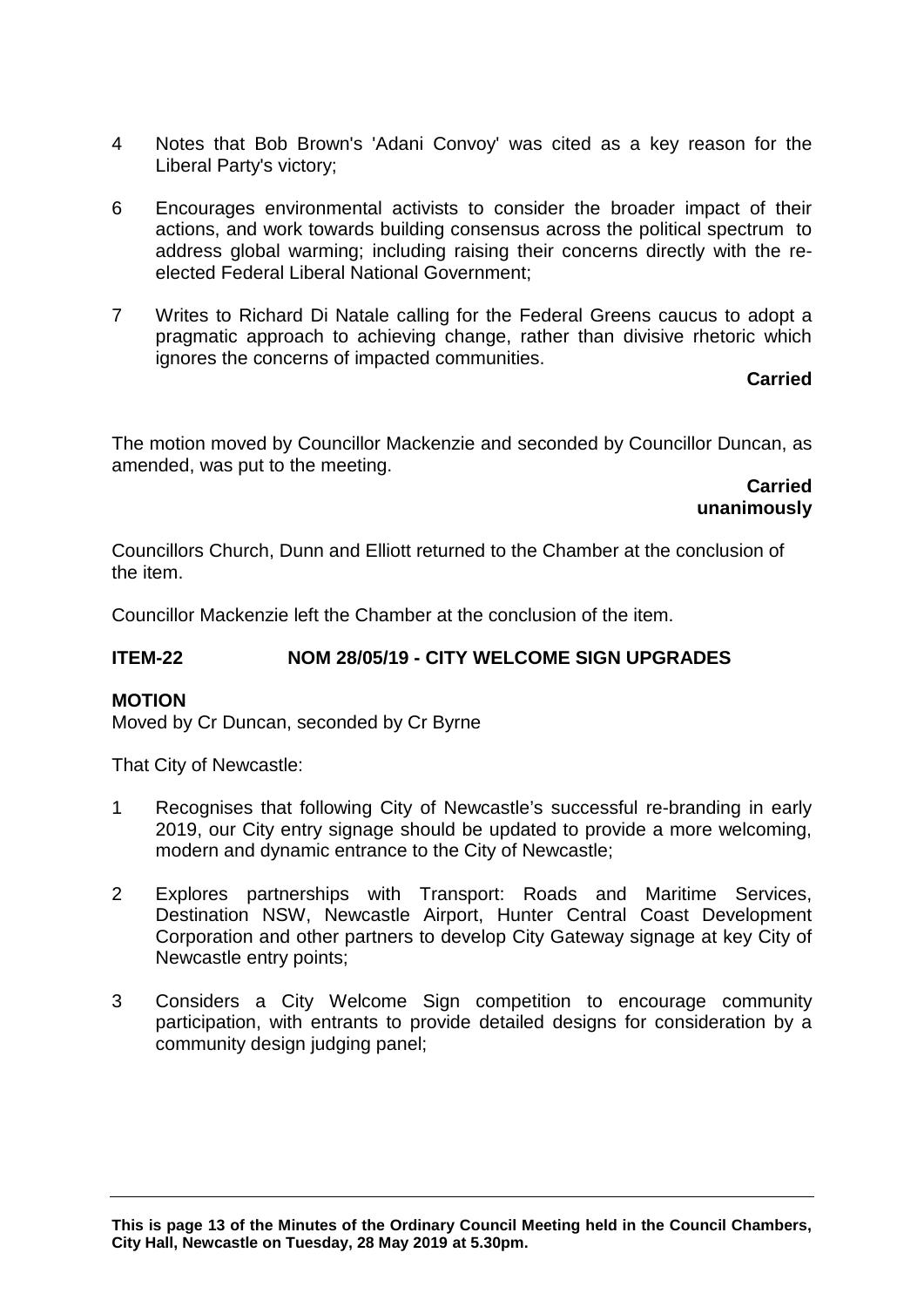4 Notes that Bob Brown's 'Adani Convoy' was cited as a key reason for the Liberal Party's victory;

6 Encourages environmental activists to consider the broader impact of their actions, and work towards building consensus across the political spectrum to address global warming; including raising their concerns directly with the re-elected Federal Liberal National Government;

7 Writes to Richard Di Natale calling for the Federal Greens caucus to adopt a pragmatic approach to achieving change, rather than divisive rhetoric which ignores the concerns of impacted communities.

**Carried**

The motion moved by Councillor Mackenzie and seconded by Councillor Duncan, as amended, was put to the meeting.

**Carried unanimously**

Councillors Church, Dunn and Elliott returned to the Chamber at the conclusion of the item.

Councillor Mackenzie left the Chamber at the conclusion of the item.

## ITEM-22 NOM 28/05/19 - CITY WELCOME SIGN UPGRADES

**MOTION**

Moved by Cr Duncan, seconded by Cr Byrne

That City of Newcastle:

1 Recognises that following City of Newcastle's successful re-branding in early 2019, our City entry signage should be updated to provide a more welcoming, modern and dynamic entrance to the City of Newcastle;

2 Explores partnerships with Transport: Roads and Maritime Services, Destination NSW, Newcastle Airport, Hunter Central Coast Development Corporation and other partners to develop City Gateway signage at key City of Newcastle entry points;

3 Considers a City Welcome Sign competition to encourage community participation, with entrants to provide detailed designs for consideration by a community design judging panel;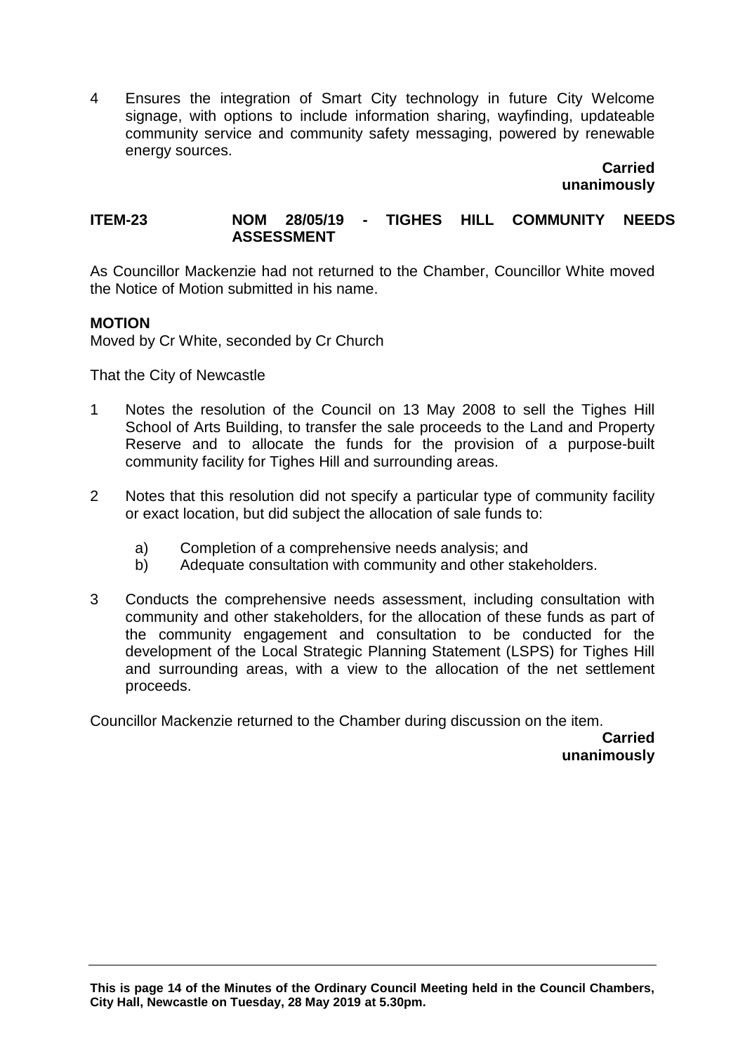4 Ensures the integration of Smart City technology in future City Welcome signage, with options to include information sharing, wayfinding, updateable community service and community safety messaging, powered by renewable energy sources.

**Carried unanimously**

## ITEM-23 NOM 28/05/19 - TIGHES HILL COMMUNITY NEEDS ASSESSMENT

As Councillor Mackenzie had not returned to the Chamber, Councillor White moved the Notice of Motion submitted in his name.

**MOTION**

Moved by Cr White, seconded by Cr Church

That the City of Newcastle

1 Notes the resolution of the Council on 13 May 2008 to sell the Tighes Hill School of Arts Building, to transfer the sale proceeds to the Land and Property Reserve and to allocate the funds for the provision of a purpose-built community facility for Tighes Hill and surrounding areas.

2 Notes that this resolution did not specify a particular type of community facility or exact location, but did subject the allocation of sale funds to:

   a) Completion of a comprehensive needs analysis; and
   b) Adequate consultation with community and other stakeholders.

3 Conducts the comprehensive needs assessment, including consultation with community and other stakeholders, for the allocation of these funds as part of the community engagement and consultation to be conducted for the development of the Local Strategic Planning Statement (LSPS) for Tighes Hill and surrounding areas, with a view to the allocation of the net settlement proceeds.

Councillor Mackenzie returned to the Chamber during discussion on the item.

**Carried unanimously**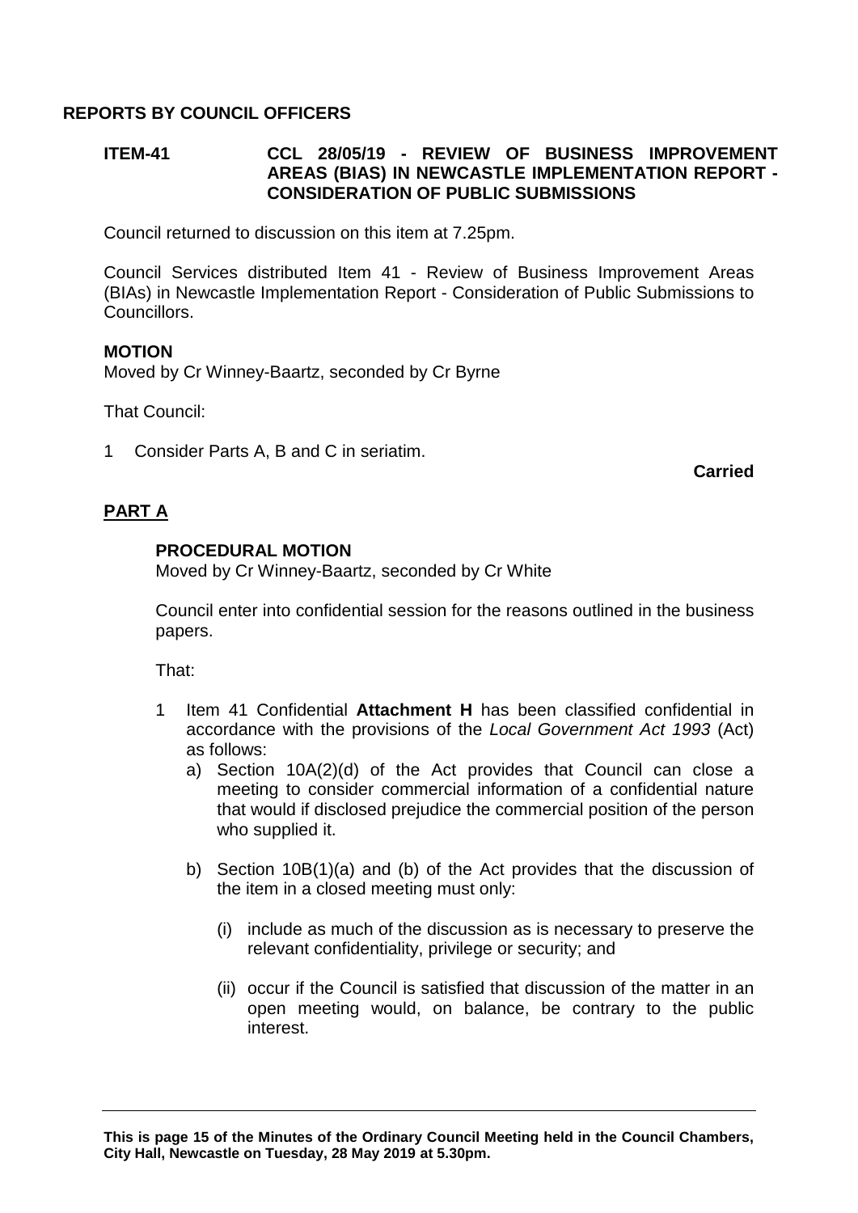## REPORTS BY COUNCIL OFFICERS

### ITEM-41 CCL 28/05/19 - REVIEW OF BUSINESS IMPROVEMENT AREAS (BIAS) IN NEWCASTLE IMPLEMENTATION REPORT - CONSIDERATION OF PUBLIC SUBMISSIONS

Council returned to discussion on this item at 7.25pm.

Council Services distributed Item 41 - Review of Business Improvement Areas (BIAs) in Newcastle Implementation Report - Consideration of Public Submissions to Councillors.

**MOTION**
Moved by Cr Winney-Baartz, seconded by Cr Byrne

That Council:

1 Consider Parts A, B and C in seriatim.

**Carried**

## PART A

**PROCEDURAL MOTION**
Moved by Cr Winney-Baartz, seconded by Cr White

Council enter into confidential session for the reasons outlined in the business papers.

That:

1 Item 41 Confidential **Attachment H** has been classified confidential in accordance with the provisions of the *Local Government Act 1993* (Act) as follows:
   a) Section 10A(2)(d) of the Act provides that Council can close a meeting to consider commercial information of a confidential nature that would if disclosed prejudice the commercial position of the person who supplied it.

   b) Section 10B(1)(a) and (b) of the Act provides that the discussion of the item in a closed meeting must only:

      (i) include as much of the discussion as is necessary to preserve the relevant confidentiality, privilege or security; and

      (ii) occur if the Council is satisfied that discussion of the matter in an open meeting would, on balance, be contrary to the public interest.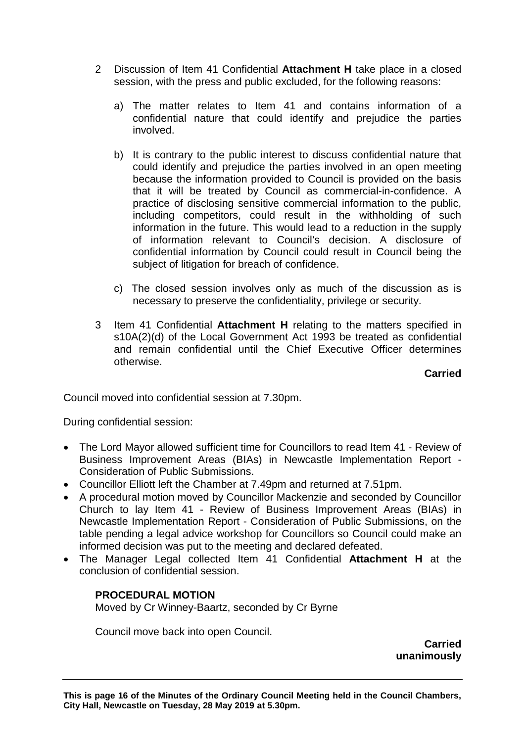2 Discussion of Item 41 Confidential **Attachment H** take place in a closed session, with the press and public excluded, for the following reasons:

   a) The matter relates to Item 41 and contains information of a confidential nature that could identify and prejudice the parties involved.

   b) It is contrary to the public interest to discuss confidential nature that could identify and prejudice the parties involved in an open meeting because the information provided to Council is provided on the basis that it will be treated by Council as commercial-in-confidence. A practice of disclosing sensitive commercial information to the public, including competitors, could result in the withholding of such information in the future. This would lead to a reduction in the supply of information relevant to Council's decision. A disclosure of confidential information by Council could result in Council being the subject of litigation for breach of confidence.

   c) The closed session involves only as much of the discussion as is necessary to preserve the confidentiality, privilege or security.

3 Item 41 Confidential **Attachment H** relating to the matters specified in s10A(2)(d) of the Local Government Act 1993 be treated as confidential and remain confidential until the Chief Executive Officer determines otherwise.

**Carried**

Council moved into confidential session at 7.30pm.

During confidential session:

- The Lord Mayor allowed sufficient time for Councillors to read Item 41 - Review of Business Improvement Areas (BIAs) in Newcastle Implementation Report - Consideration of Public Submissions.
- Councillor Elliott left the Chamber at 7.49pm and returned at 7.51pm.
- A procedural motion moved by Councillor Mackenzie and seconded by Councillor Church to lay Item 41 - Review of Business Improvement Areas (BIAs) in Newcastle Implementation Report - Consideration of Public Submissions, on the table pending a legal advice workshop for Councillors so Council could make an informed decision was put to the meeting and declared defeated.
- The Manager Legal collected Item 41 Confidential **Attachment H** at the conclusion of confidential session.

**PROCEDURAL MOTION**

Moved by Cr Winney-Baartz, seconded by Cr Byrne

Council move back into open Council.

**Carried unanimously**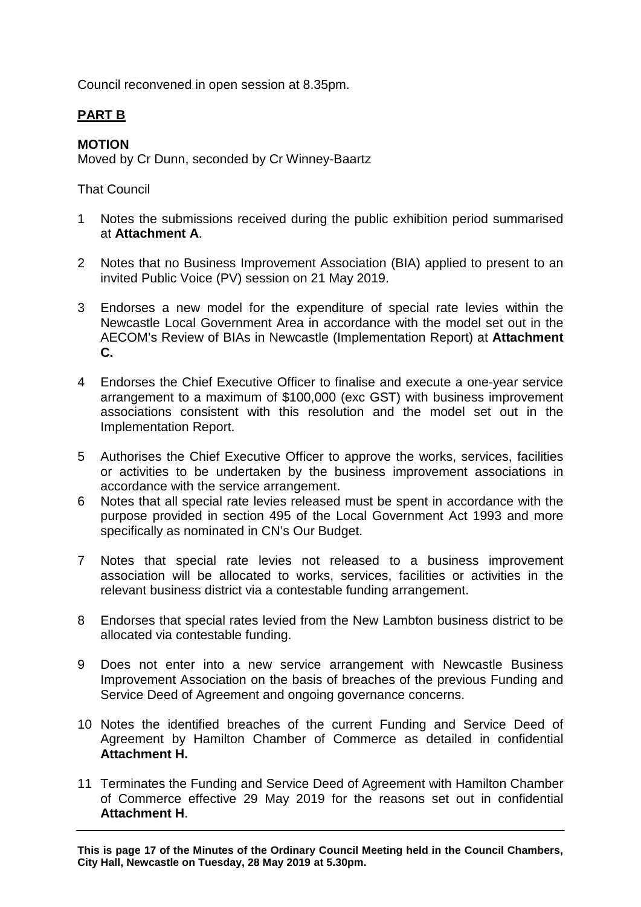Council reconvened in open session at 8.35pm.

## **PART B**

**MOTION**
Moved by Cr Dunn, seconded by Cr Winney-Baartz

That Council

1 Notes the submissions received during the public exhibition period summarised at **Attachment A**.

2 Notes that no Business Improvement Association (BIA) applied to present to an invited Public Voice (PV) session on 21 May 2019.

3 Endorses a new model for the expenditure of special rate levies within the Newcastle Local Government Area in accordance with the model set out in the AECOM's Review of BIAs in Newcastle (Implementation Report) at **Attachment C.**

4 Endorses the Chief Executive Officer to finalise and execute a one-year service arrangement to a maximum of $100,000 (exc GST) with business improvement associations consistent with this resolution and the model set out in the Implementation Report.

5 Authorises the Chief Executive Officer to approve the works, services, facilities or activities to be undertaken by the business improvement associations in accordance with the service arrangement.

6 Notes that all special rate levies released must be spent in accordance with the purpose provided in section 495 of the Local Government Act 1993 and more specifically as nominated in CN's Our Budget.

7 Notes that special rate levies not released to a business improvement association will be allocated to works, services, facilities or activities in the relevant business district via a contestable funding arrangement.

8 Endorses that special rates levied from the New Lambton business district to be allocated via contestable funding.

9 Does not enter into a new service arrangement with Newcastle Business Improvement Association on the basis of breaches of the previous Funding and Service Deed of Agreement and ongoing governance concerns.

10 Notes the identified breaches of the current Funding and Service Deed of Agreement by Hamilton Chamber of Commerce as detailed in confidential **Attachment H.**

11 Terminates the Funding and Service Deed of Agreement with Hamilton Chamber of Commerce effective 29 May 2019 for the reasons set out in confidential **Attachment H**.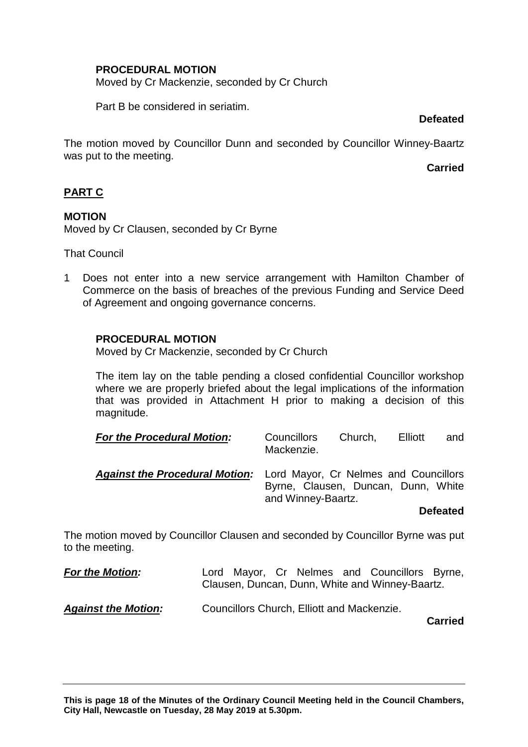**PROCEDURAL MOTION**

Moved by Cr Mackenzie, seconded by Cr Church

Part B be considered in seriatim.

**Defeated**

The motion moved by Councillor Dunn and seconded by Councillor Winney-Baartz was put to the meeting.

**Carried**

## PART C

**MOTION**

Moved by Cr Clausen, seconded by Cr Byrne

That Council

1 Does not enter into a new service arrangement with Hamilton Chamber of Commerce on the basis of breaches of the previous Funding and Service Deed of Agreement and ongoing governance concerns.

**PROCEDURAL MOTION**

Moved by Cr Mackenzie, seconded by Cr Church

The item lay on the table pending a closed confidential Councillor workshop where we are properly briefed about the legal implications of the information that was provided in Attachment H prior to making a decision of this magnitude.

***For the Procedural Motion:*** Councillors Church, Elliott and Mackenzie.

***Against the Procedural Motion:*** Lord Mayor, Cr Nelmes and Councillors Byrne, Clausen, Duncan, Dunn, White and Winney-Baartz.

**Defeated**

The motion moved by Councillor Clausen and seconded by Councillor Byrne was put to the meeting.

***For the Motion:*** Lord Mayor, Cr Nelmes and Councillors Byrne, Clausen, Duncan, Dunn, White and Winney-Baartz.

***Against the Motion:*** Councillors Church, Elliott and Mackenzie.

**Carried**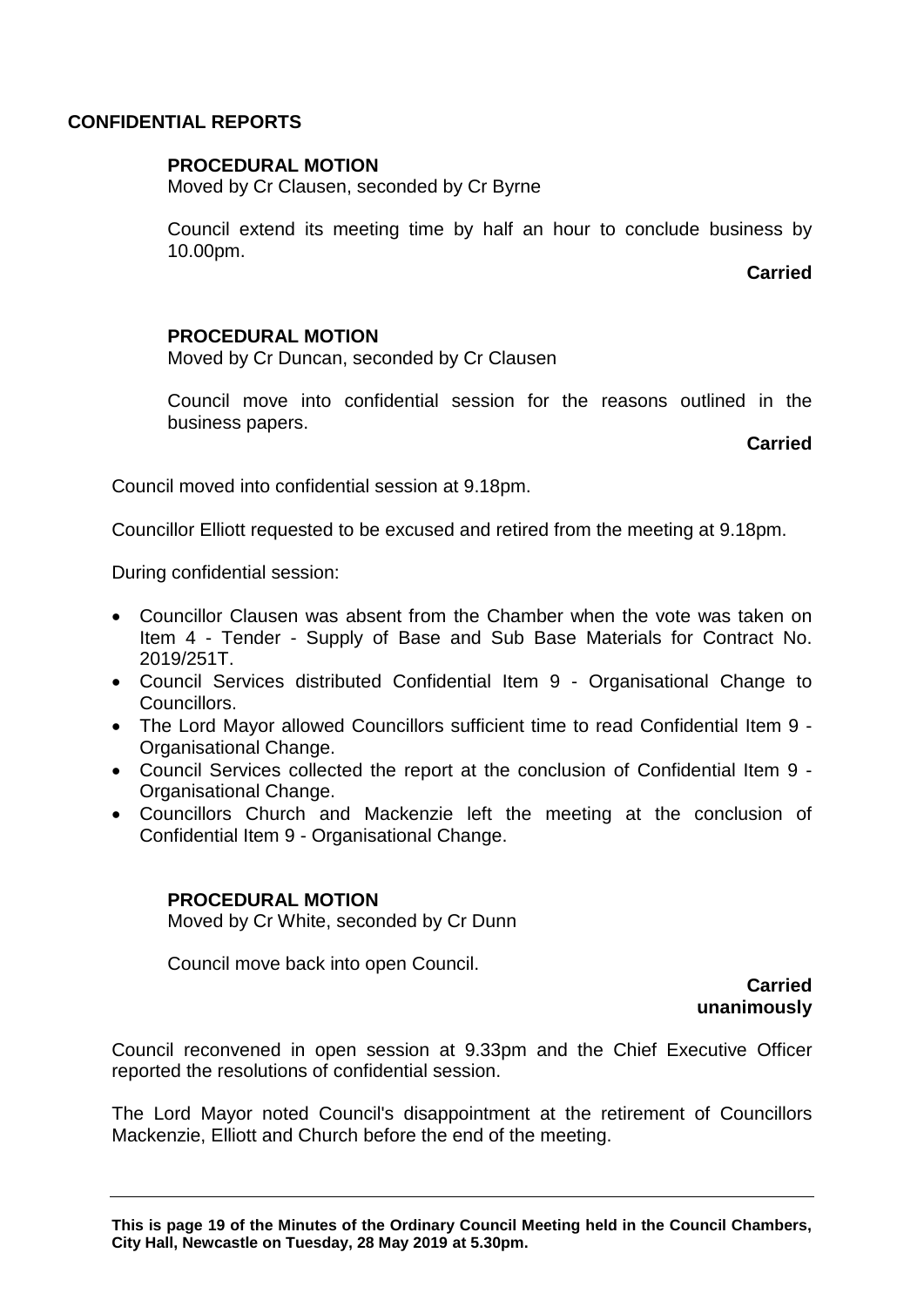## CONFIDENTIAL REPORTS

**PROCEDURAL MOTION**
Moved by Cr Clausen, seconded by Cr Byrne

Council extend its meeting time by half an hour to conclude business by 10.00pm.

**Carried**

**PROCEDURAL MOTION**
Moved by Cr Duncan, seconded by Cr Clausen

Council move into confidential session for the reasons outlined in the business papers.

**Carried**

Council moved into confidential session at 9.18pm.

Councillor Elliott requested to be excused and retired from the meeting at 9.18pm.

During confidential session:

- Councillor Clausen was absent from the Chamber when the vote was taken on Item 4 - Tender - Supply of Base and Sub Base Materials for Contract No. 2019/251T.
- Council Services distributed Confidential Item 9 - Organisational Change to Councillors.
- The Lord Mayor allowed Councillors sufficient time to read Confidential Item 9 - Organisational Change.
- Council Services collected the report at the conclusion of Confidential Item 9 - Organisational Change.
- Councillors Church and Mackenzie left the meeting at the conclusion of Confidential Item 9 - Organisational Change.

**PROCEDURAL MOTION**
Moved by Cr White, seconded by Cr Dunn

Council move back into open Council.

**Carried unanimously**

Council reconvened in open session at 9.33pm and the Chief Executive Officer reported the resolutions of confidential session.

The Lord Mayor noted Council's disappointment at the retirement of Councillors Mackenzie, Elliott and Church before the end of the meeting.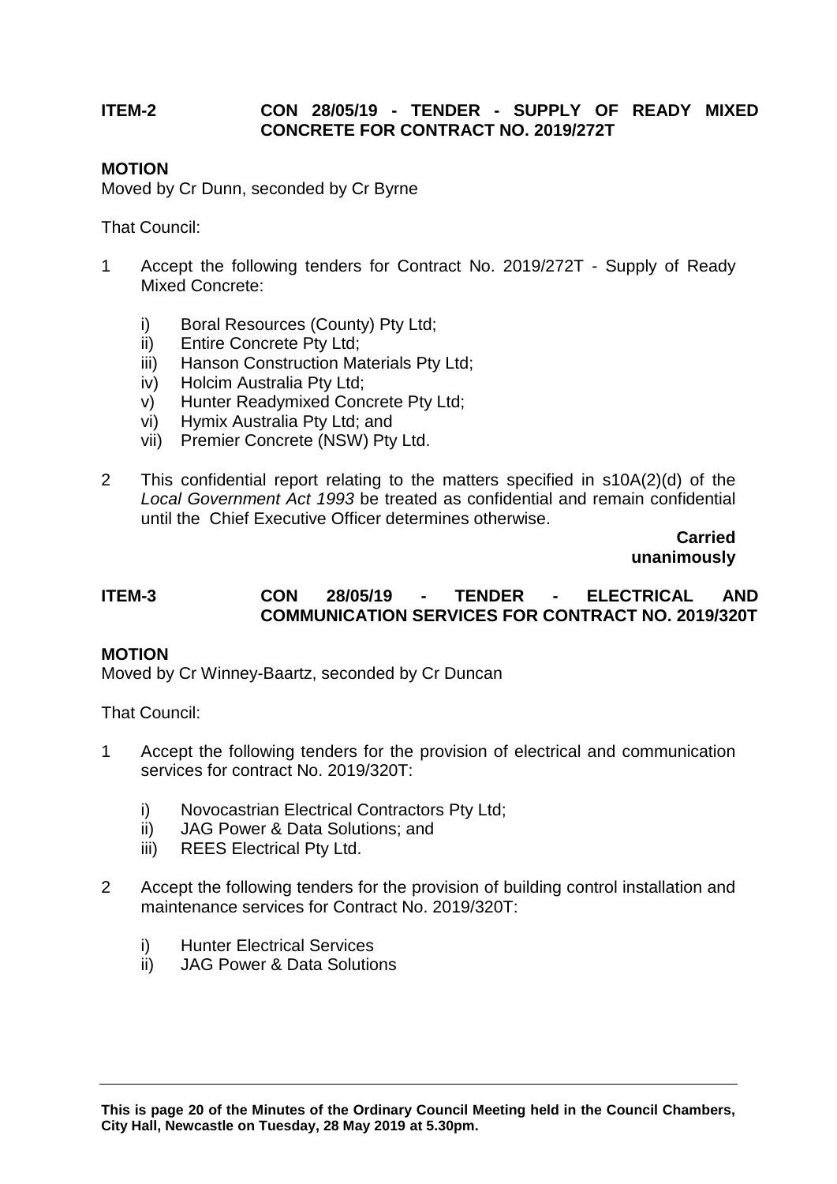## ITEM-2 CON 28/05/19 - TENDER - SUPPLY OF READY MIXED CONCRETE FOR CONTRACT NO. 2019/272T

**MOTION**

Moved by Cr Dunn, seconded by Cr Byrne

That Council:

1 Accept the following tenders for Contract No. 2019/272T - Supply of Ready Mixed Concrete:

   i) Boral Resources (County) Pty Ltd;
   ii) Entire Concrete Pty Ltd;
   iii) Hanson Construction Materials Pty Ltd;
   iv) Holcim Australia Pty Ltd;
   v) Hunter Readymixed Concrete Pty Ltd;
   vi) Hymix Australia Pty Ltd; and
   vii) Premier Concrete (NSW) Pty Ltd.

2 This confidential report relating to the matters specified in s10A(2)(d) of the *Local Government Act 1993* be treated as confidential and remain confidential until the Chief Executive Officer determines otherwise.

**Carried unanimously**

## ITEM-3 CON 28/05/19 - TENDER - ELECTRICAL AND COMMUNICATION SERVICES FOR CONTRACT NO. 2019/320T

**MOTION**

Moved by Cr Winney-Baartz, seconded by Cr Duncan

That Council:

1 Accept the following tenders for the provision of electrical and communication services for contract No. 2019/320T:

   i) Novocastrian Electrical Contractors Pty Ltd;
   ii) JAG Power & Data Solutions; and
   iii) REES Electrical Pty Ltd.

2 Accept the following tenders for the provision of building control installation and maintenance services for Contract No. 2019/320T:

   i) Hunter Electrical Services
   ii) JAG Power & Data Solutions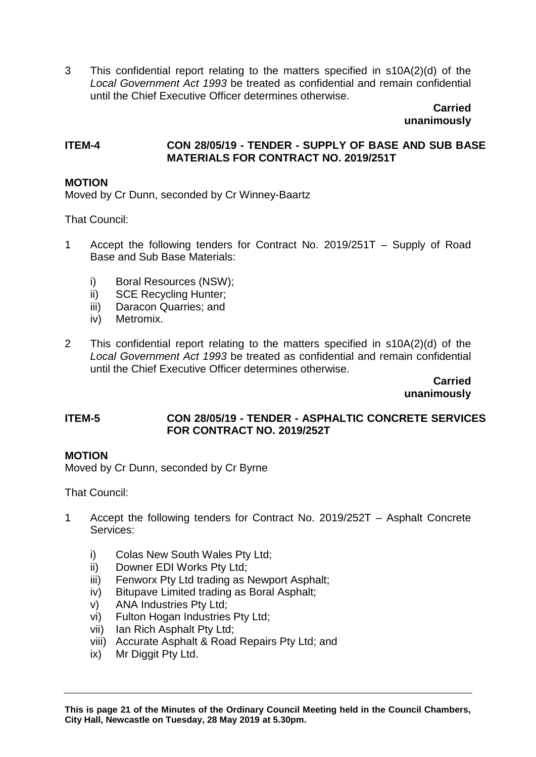3 This confidential report relating to the matters specified in s10A(2)(d) of the *Local Government Act 1993* be treated as confidential and remain confidential until the Chief Executive Officer determines otherwise.

**Carried unanimously**

## ITEM-4 CON 28/05/19 - TENDER - SUPPLY OF BASE AND SUB BASE MATERIALS FOR CONTRACT NO. 2019/251T

**MOTION**

Moved by Cr Dunn, seconded by Cr Winney-Baartz

That Council:

1 Accept the following tenders for Contract No. 2019/251T – Supply of Road Base and Sub Base Materials:

   i) Boral Resources (NSW);
   ii) SCE Recycling Hunter;
   iii) Daracon Quarries; and
   iv) Metromix.

2 This confidential report relating to the matters specified in s10A(2)(d) of the *Local Government Act 1993* be treated as confidential and remain confidential until the Chief Executive Officer determines otherwise.

**Carried unanimously**

## ITEM-5 CON 28/05/19 - TENDER - ASPHALTIC CONCRETE SERVICES FOR CONTRACT NO. 2019/252T

**MOTION**

Moved by Cr Dunn, seconded by Cr Byrne

That Council:

1 Accept the following tenders for Contract No. 2019/252T – Asphalt Concrete Services:

   i) Colas New South Wales Pty Ltd;
   ii) Downer EDI Works Pty Ltd;
   iii) Fenworx Pty Ltd trading as Newport Asphalt;
   iv) Bitupave Limited trading as Boral Asphalt;
   v) ANA Industries Pty Ltd;
   vi) Fulton Hogan Industries Pty Ltd;
   vii) Ian Rich Asphalt Pty Ltd;
   viii) Accurate Asphalt & Road Repairs Pty Ltd; and
   ix) Mr Diggit Pty Ltd.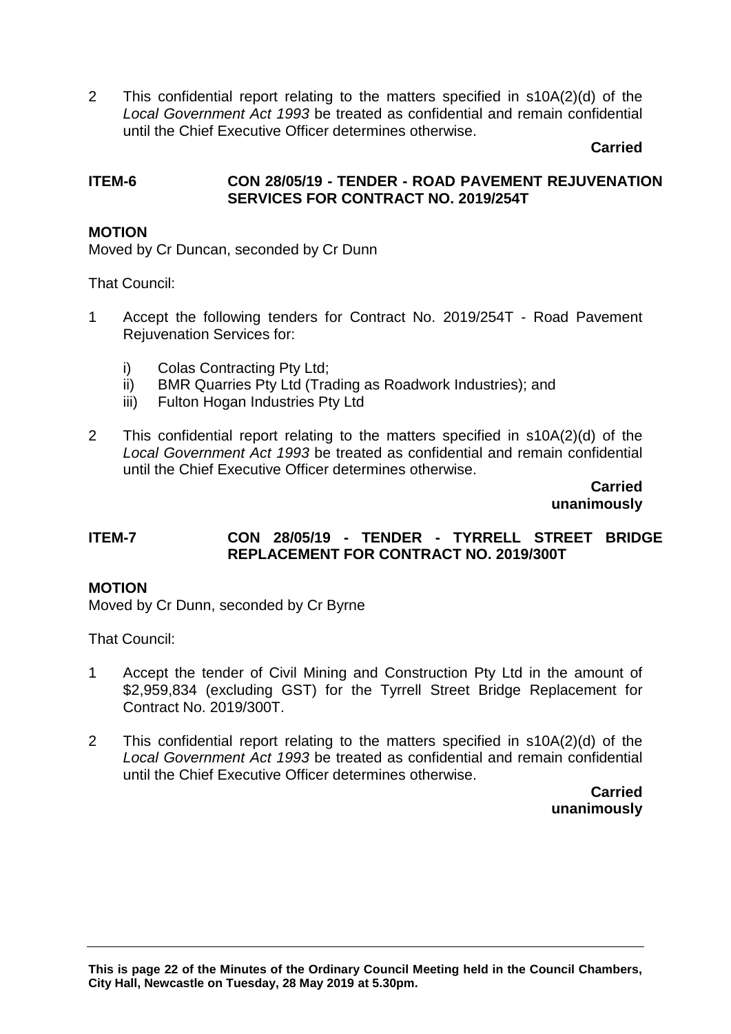2 This confidential report relating to the matters specified in s10A(2)(d) of the *Local Government Act 1993* be treated as confidential and remain confidential until the Chief Executive Officer determines otherwise.

**Carried**

### ITEM-6 CON 28/05/19 - TENDER - ROAD PAVEMENT REJUVENATION SERVICES FOR CONTRACT NO. 2019/254T

**MOTION**

Moved by Cr Duncan, seconded by Cr Dunn

That Council:

1 Accept the following tenders for Contract No. 2019/254T - Road Pavement Rejuvenation Services for:

   i) Colas Contracting Pty Ltd;
   ii) BMR Quarries Pty Ltd (Trading as Roadwork Industries); and
   iii) Fulton Hogan Industries Pty Ltd

2 This confidential report relating to the matters specified in s10A(2)(d) of the *Local Government Act 1993* be treated as confidential and remain confidential until the Chief Executive Officer determines otherwise.

**Carried unanimously**

### ITEM-7 CON 28/05/19 - TENDER - TYRRELL STREET BRIDGE REPLACEMENT FOR CONTRACT NO. 2019/300T

**MOTION**

Moved by Cr Dunn, seconded by Cr Byrne

That Council:

1 Accept the tender of Civil Mining and Construction Pty Ltd in the amount of \$2,959,834 (excluding GST) for the Tyrrell Street Bridge Replacement for Contract No. 2019/300T.

2 This confidential report relating to the matters specified in s10A(2)(d) of the *Local Government Act 1993* be treated as confidential and remain confidential until the Chief Executive Officer determines otherwise.

**Carried unanimously**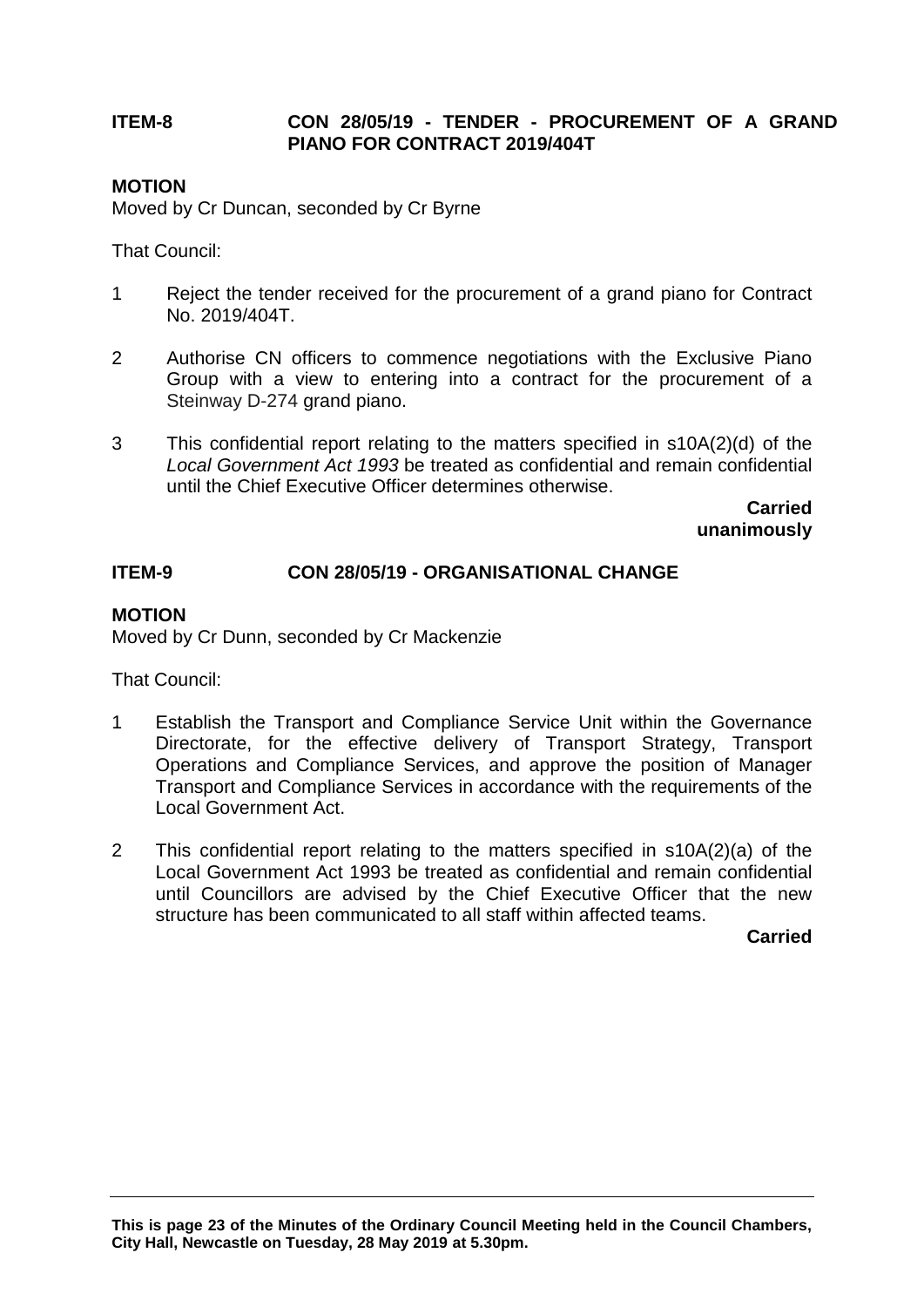## ITEM-8 CON 28/05/19 - TENDER - PROCUREMENT OF A GRAND PIANO FOR CONTRACT 2019/404T

**MOTION**

Moved by Cr Duncan, seconded by Cr Byrne

That Council:

1. Reject the tender received for the procurement of a grand piano for Contract No. 2019/404T.
2. Authorise CN officers to commence negotiations with the Exclusive Piano Group with a view to entering into a contract for the procurement of a Steinway D-274 grand piano.
3. This confidential report relating to the matters specified in s10A(2)(d) of the *Local Government Act 1993* be treated as confidential and remain confidential until the Chief Executive Officer determines otherwise.

**Carried unanimously**

## ITEM-9 CON 28/05/19 - ORGANISATIONAL CHANGE

**MOTION**

Moved by Cr Dunn, seconded by Cr Mackenzie

That Council:

1. Establish the Transport and Compliance Service Unit within the Governance Directorate, for the effective delivery of Transport Strategy, Transport Operations and Compliance Services, and approve the position of Manager Transport and Compliance Services in accordance with the requirements of the Local Government Act.
2. This confidential report relating to the matters specified in s10A(2)(a) of the Local Government Act 1993 be treated as confidential and remain confidential until Councillors are advised by the Chief Executive Officer that the new structure has been communicated to all staff within affected teams.

**Carried**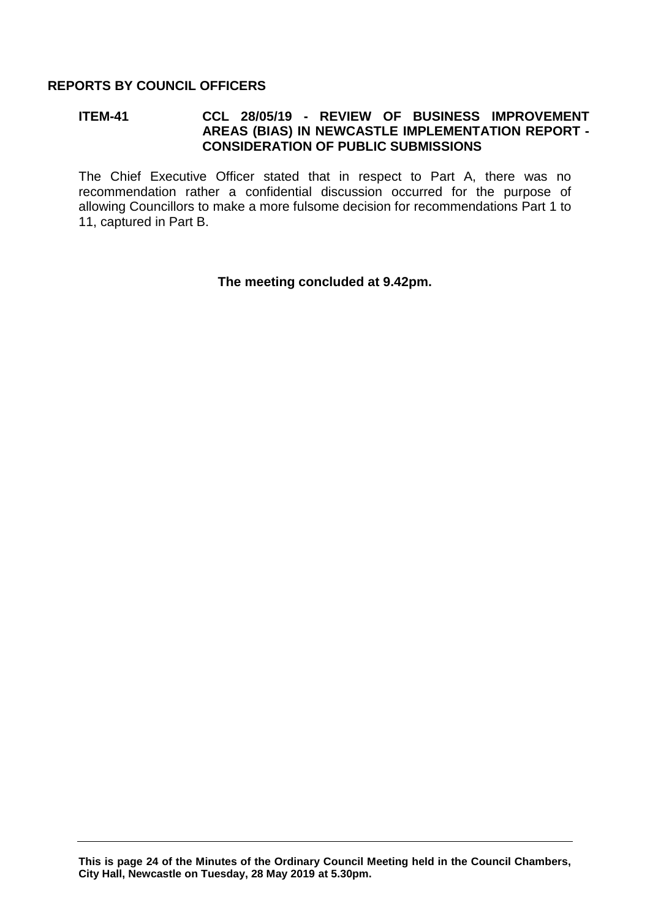## REPORTS BY COUNCIL OFFICERS

### ITEM-41 CCL 28/05/19 - REVIEW OF BUSINESS IMPROVEMENT AREAS (BIAS) IN NEWCASTLE IMPLEMENTATION REPORT - CONSIDERATION OF PUBLIC SUBMISSIONS

The Chief Executive Officer stated that in respect to Part A, there was no recommendation rather a confidential discussion occurred for the purpose of allowing Councillors to make a more fulsome decision for recommendations Part 1 to 11, captured in Part B.

**The meeting concluded at 9.42pm.**